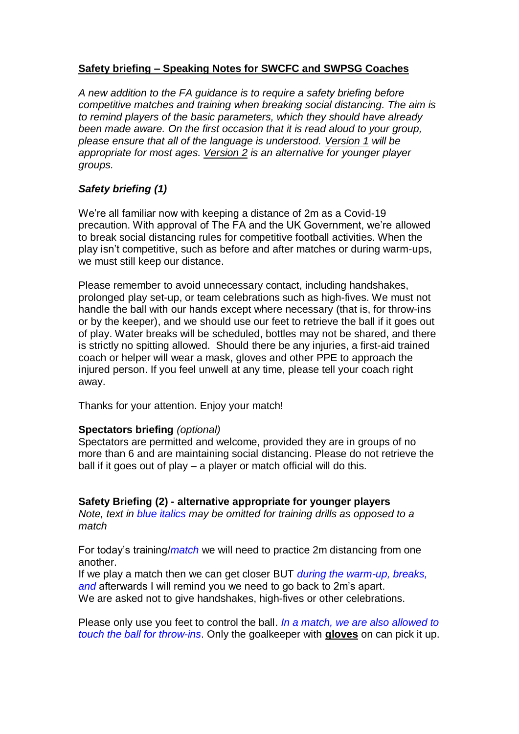# Safety briefing – Speaking Notes for SWCFC and SWPSG Coaches

*A new addition to the FA guidance is to require a safety briefing before competitive matches and training when breaking social distancing. The aim is to remind players of the basic parameters, which they should have already been made aware. On the first occasion that it is read aloud to your group, please ensure that all of the language is understood. Version 1 will be appropriate for most ages. Version 2 is an alternative for younger player groups.*

## *Safety briefing (1)*

We're all familiar now with keeping a distance of 2m as a Covid-19 precaution. With approval of The FA and the UK Government, we're allowed to break social distancing rules for competitive football activities. When the play isn't competitive, such as before and after matches or during warm-ups, we must still keep our distance.

Please remember to avoid unnecessary contact, including handshakes, prolonged play set-up, or team celebrations such as high-fives. We must not handle the ball with our hands except where necessary (that is, for throw-ins or by the keeper), and we should use our feet to retrieve the ball if it goes out of play. Water breaks will be scheduled, bottles may not be shared, and there is strictly no spitting allowed. Should there be any injuries, a first-aid trained coach or helper will wear a mask, gloves and other PPE to approach the injured person. If you feel unwell at any time, please tell your coach right away.

Thanks for your attention. Enjoy your match!

**Spectators briefing** *(optional)*
Spectators are permitted and welcome, provided they are in groups of no more than 6 and are maintaining social distancing. Please do not retrieve the ball if it goes out of play – a player or match official will do this.

## Safety Briefing (2) - alternative appropriate for younger players

*Note, text in blue italics may be omitted for training drills as opposed to a match*

For today's training/*match* we will need to practice 2m distancing from one another.
If we play a match then we can get closer BUT *during the warm-up, breaks, and* afterwards I will remind you we need to go back to 2m's apart.
We are asked not to give handshakes, high-fives or other celebrations.

Please only use you feet to control the ball. *In a match, we are also allowed to touch the ball for throw-ins*. Only the goalkeeper with **gloves** on can pick it up.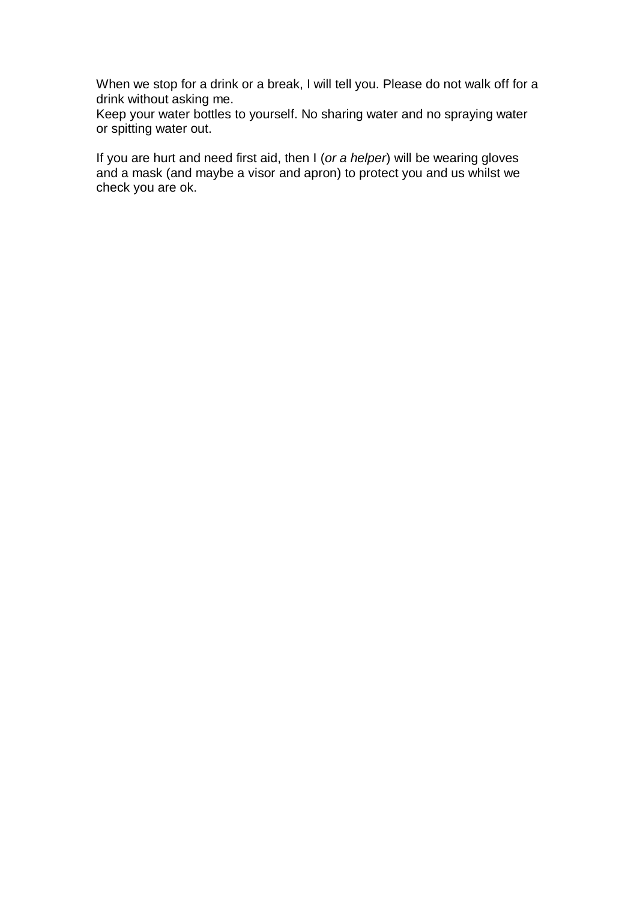When we stop for a drink or a break, I will tell you. Please do not walk off for a drink without asking me.
Keep your water bottles to yourself. No sharing water and no spraying water or spitting water out.

If you are hurt and need first aid, then I (*or a helper*) will be wearing gloves and a mask (and maybe a visor and apron) to protect you and us whilst we check you are ok.